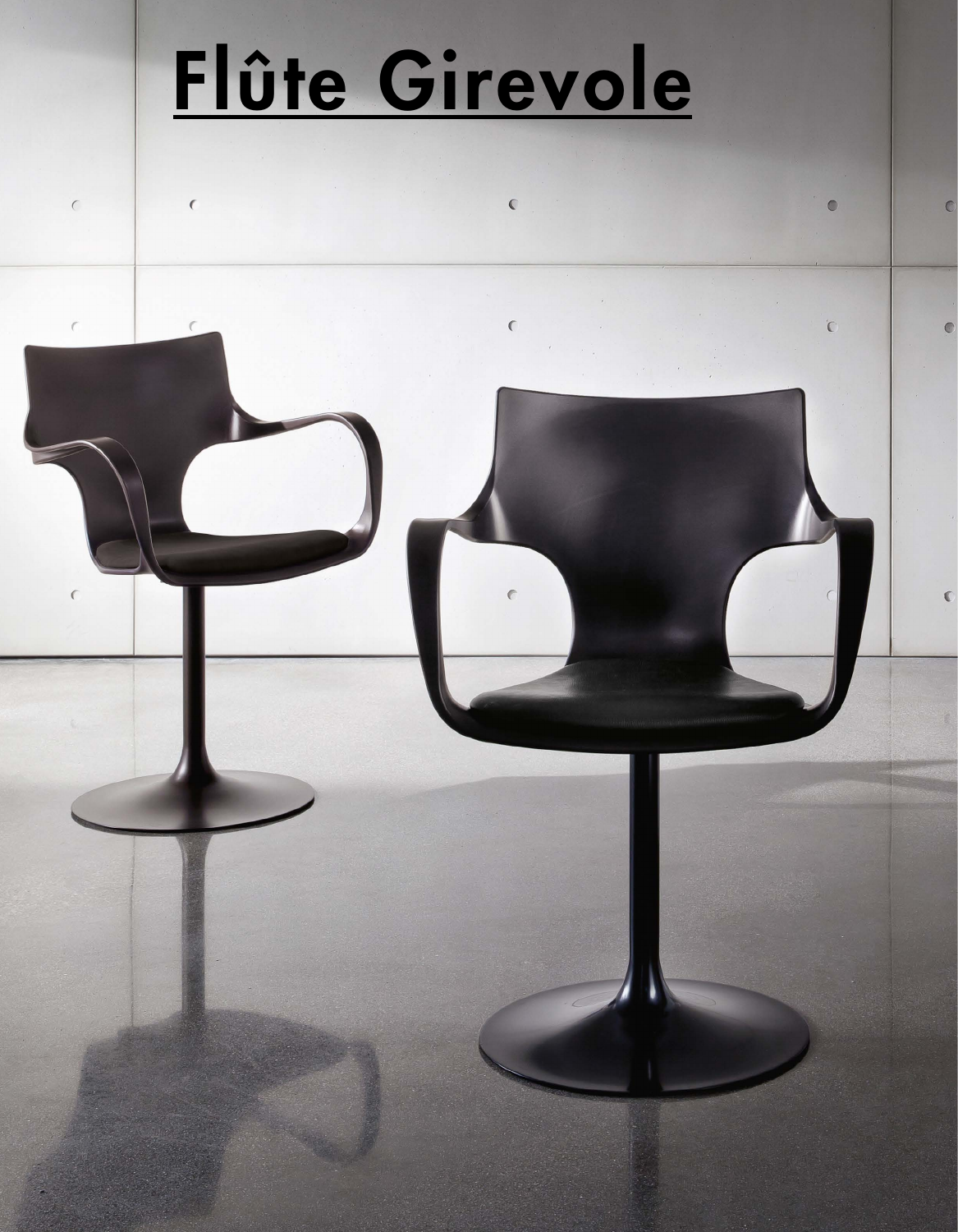# Flûte Girevole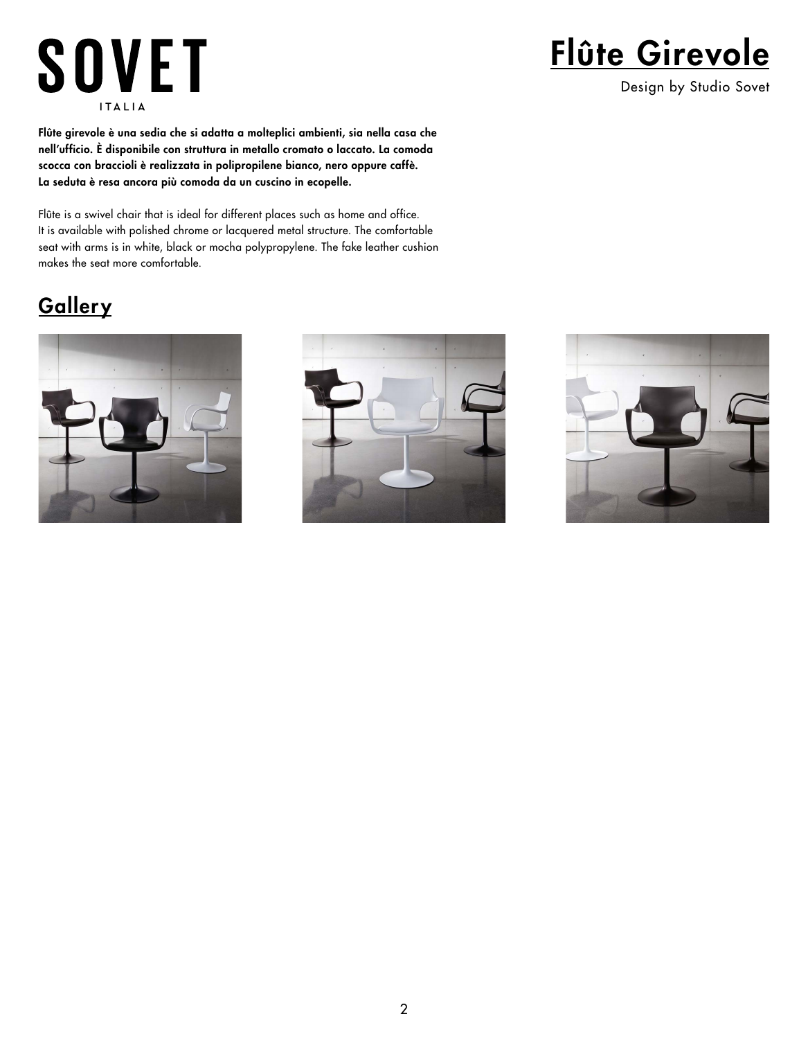# SOVET

ITALIA

# Flûte Girevole

Design by Studio Sovet

**Flûte girevole è una sedia che si adatta a molteplici ambienti, sia nella casa che nell'ufficio. È disponibile con struttura in metallo cromato o laccato. La comoda scocca con braccioli è realizzata in polipropilene bianco, nero oppure caffè. La seduta è resa ancora più comoda da un cuscino in ecopelle.**

Flûte is a swivel chair that is ideal for different places such as home and office. It is available with polished chrome or lacquered metal structure. The comfortable seat with arms is in white, black or mocha polypropylene. The fake leather cushion makes the seat more comfortable.

## Gallery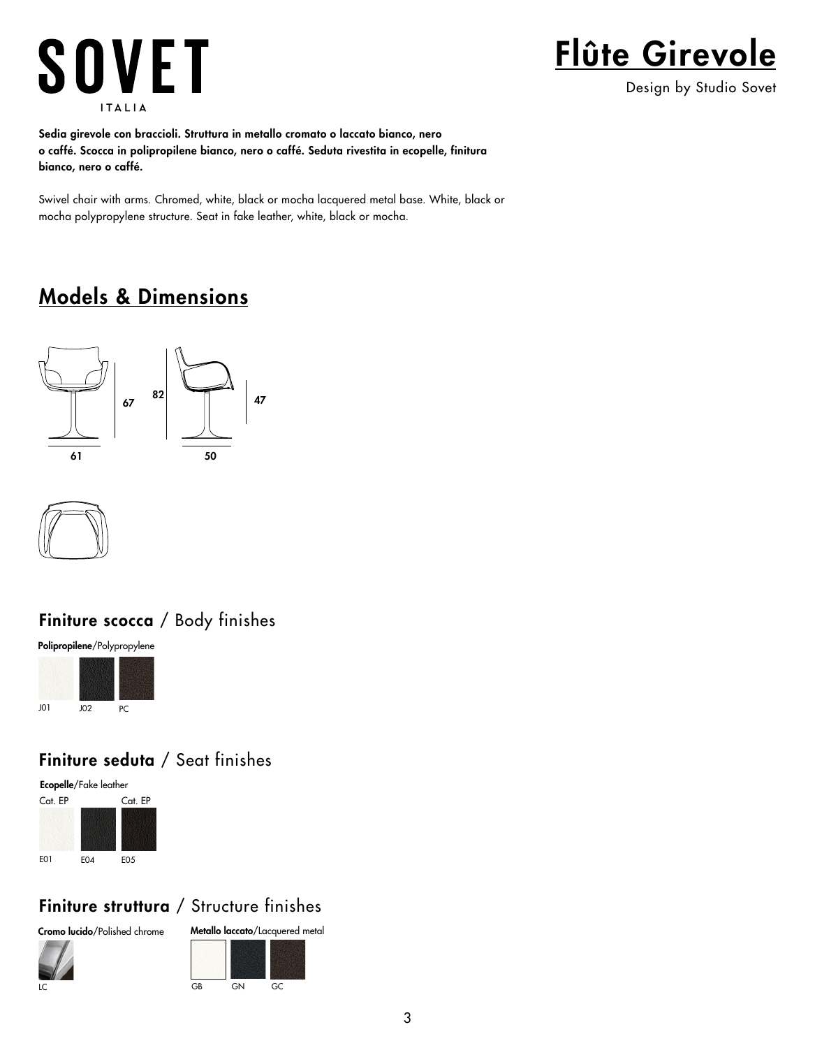# SOVET

ITALIA

# Flûte Girevole

Design by Studio Sovet

**Sedia girevole con braccioli. Struttura in metallo cromato o laccato bianco, nero o caffé. Scocca in polipropilene bianco, nero o caffé. Seduta rivestita in ecopelle, finitura bianco, nero o caffé.**

Swivel chair with arms. Chromed, white, black or mocha lacquered metal base. White, black or mocha polypropylene structure. Seat in fake leather, white, black or mocha.

## Models & Dimensions

67
82
47
61
50

## **Finiture scocca** / Body finishes

**Polipropilene**/Polypropylene

J01 J02 PC

## **Finiture seduta** / Seat finishes

**Ecopelle**/Fake leather

Cat. EP Cat. EP

E01 E04 E05

## **Finiture struttura** / Structure finishes

**Cromo lucido**/Polished chrome

LC

**Metallo laccato**/Lacquered metal

GB GN GC